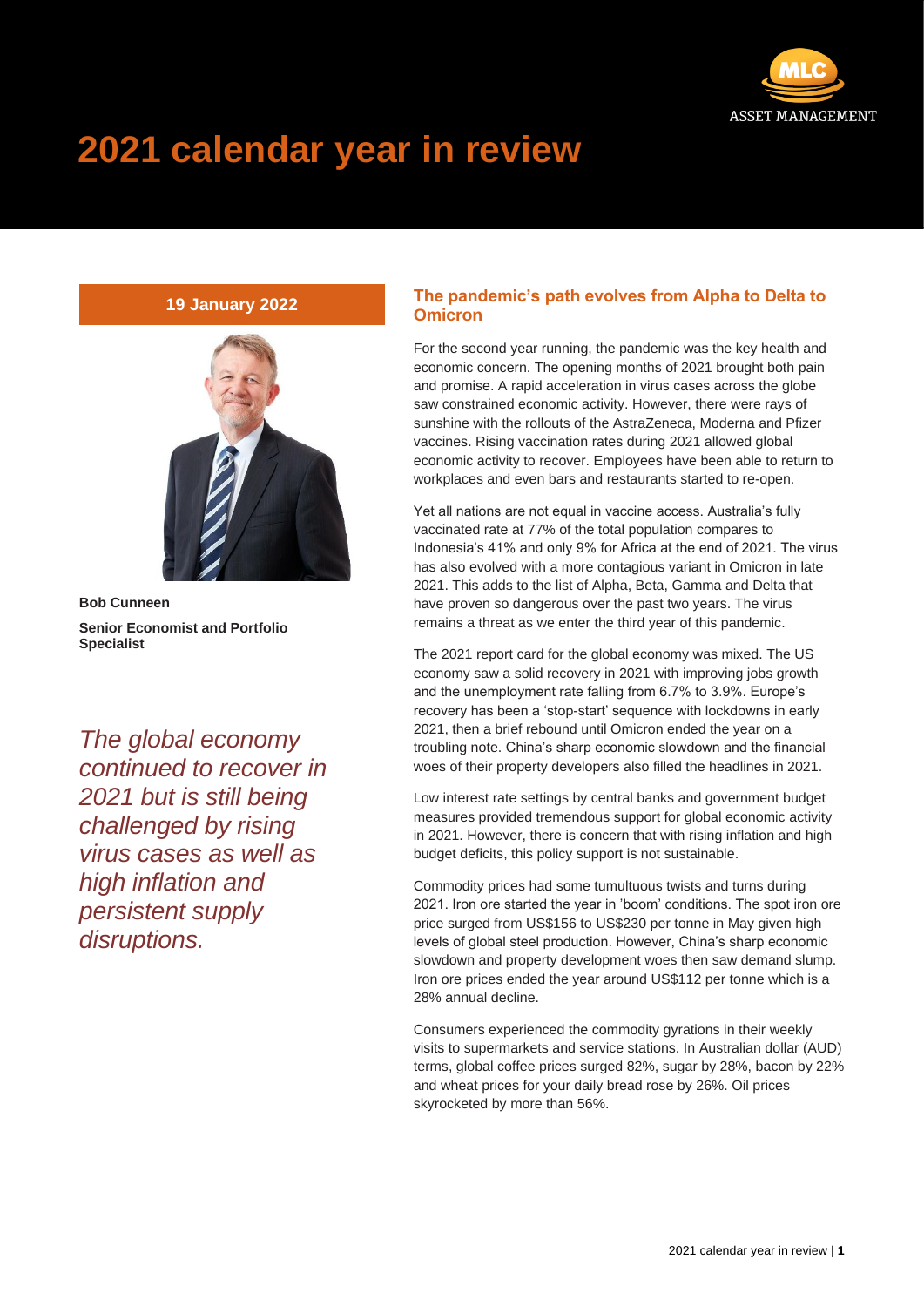# 2021 calendar year in review

**19 January 2022**

**Bob Cunneen**

**Senior Economist and Portfolio Specialist**

*The global economy continued to recover in 2021 but is still being challenged by rising virus cases as well as high inflation and persistent supply disruptions.*

## The pandemic's path evolves from Alpha to Delta to Omicron

For the second year running, the pandemic was the key health and economic concern. The opening months of 2021 brought both pain and promise. A rapid acceleration in virus cases across the globe saw constrained economic activity. However, there were rays of sunshine with the rollouts of the AstraZeneca, Moderna and Pfizer vaccines. Rising vaccination rates during 2021 allowed global economic activity to recover. Employees have been able to return to workplaces and even bars and restaurants started to re-open.

Yet all nations are not equal in vaccine access. Australia's fully vaccinated rate at 77% of the total population compares to Indonesia's 41% and only 9% for Africa at the end of 2021. The virus has also evolved with a more contagious variant in Omicron in late 2021. This adds to the list of Alpha, Beta, Gamma and Delta that have proven so dangerous over the past two years. The virus remains a threat as we enter the third year of this pandemic.

The 2021 report card for the global economy was mixed. The US economy saw a solid recovery in 2021 with improving jobs growth and the unemployment rate falling from 6.7% to 3.9%. Europe's recovery has been a 'stop-start' sequence with lockdowns in early 2021, then a brief rebound until Omicron ended the year on a troubling note. China's sharp economic slowdown and the financial woes of their property developers also filled the headlines in 2021.

Low interest rate settings by central banks and government budget measures provided tremendous support for global economic activity in 2021. However, there is concern that with rising inflation and high budget deficits, this policy support is not sustainable.

Commodity prices had some tumultuous twists and turns during 2021. Iron ore started the year in 'boom' conditions. The spot iron ore price surged from US$156 to US$230 per tonne in May given high levels of global steel production. However, China's sharp economic slowdown and property development woes then saw demand slump. Iron ore prices ended the year around US$112 per tonne which is a 28% annual decline.

Consumers experienced the commodity gyrations in their weekly visits to supermarkets and service stations. In Australian dollar (AUD) terms, global coffee prices surged 82%, sugar by 28%, bacon by 22% and wheat prices for your daily bread rose by 26%. Oil prices skyrocketed by more than 56%.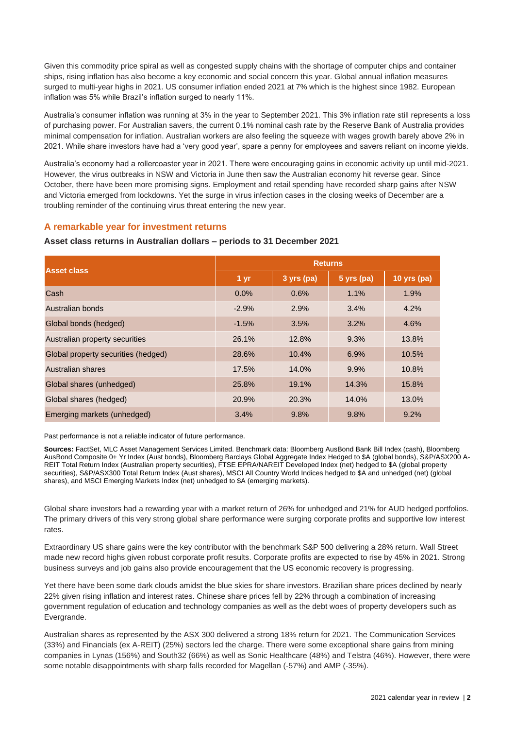Given this commodity price spiral as well as congested supply chains with the shortage of computer chips and container ships, rising inflation has also become a key economic and social concern this year. Global annual inflation measures surged to multi-year highs in 2021. US consumer inflation ended 2021 at 7% which is the highest since 1982. European inflation was 5% while Brazil's inflation surged to nearly 11%.

Australia's consumer inflation was running at 3% in the year to September 2021. This 3% inflation rate still represents a loss of purchasing power. For Australian savers, the current 0.1% nominal cash rate by the Reserve Bank of Australia provides minimal compensation for inflation. Australian workers are also feeling the squeeze with wages growth barely above 2% in 2021. While share investors have had a 'very good year', spare a penny for employees and savers reliant on income yields.

Australia's economy had a rollercoaster year in 2021. There were encouraging gains in economic activity up until mid-2021. However, the virus outbreaks in NSW and Victoria in June then saw the Australian economy hit reverse gear. Since October, there have been more promising signs. Employment and retail spending have recorded sharp gains after NSW and Victoria emerged from lockdowns. Yet the surge in virus infection cases in the closing weeks of December are a troubling reminder of the continuing virus threat entering the new year.

## A remarkable year for investment returns

**Asset class returns in Australian dollars – periods to 31 December 2021**

| Asset class | Returns | | | |
|---|---|---|---|---|
| | 1 yr | 3 yrs (pa) | 5 yrs (pa) | 10 yrs (pa) |
| Cash | 0.0% | 0.6% | 1.1% | 1.9% |
| Australian bonds | -2.9% | 2.9% | 3.4% | 4.2% |
| Global bonds (hedged) | -1.5% | 3.5% | 3.2% | 4.6% |
| Australian property securities | 26.1% | 12.8% | 9.3% | 13.8% |
| Global property securities (hedged) | 28.6% | 10.4% | 6.9% | 10.5% |
| Australian shares | 17.5% | 14.0% | 9.9% | 10.8% |
| Global shares (unhedged) | 25.8% | 19.1% | 14.3% | 15.8% |
| Global shares (hedged) | 20.9% | 20.3% | 14.0% | 13.0% |
| Emerging markets (unhedged) | 3.4% | 9.8% | 9.8% | 9.2% |

Past performance is not a reliable indicator of future performance.

**Sources:** FactSet, MLC Asset Management Services Limited. Benchmark data: Bloomberg AusBond Bank Bill Index (cash), Bloomberg AusBond Composite 0+ Yr Index (Aust bonds), Bloomberg Barclays Global Aggregate Index Hedged to $A (global bonds), S&P/ASX200 A-REIT Total Return Index (Australian property securities), FTSE EPRA/NAREIT Developed Index (net) hedged to $A (global property securities), S&P/ASX300 Total Return Index (Aust shares), MSCI All Country World Indices hedged to $A and unhedged (net) (global shares), and MSCI Emerging Markets Index (net) unhedged to $A (emerging markets).

Global share investors had a rewarding year with a market return of 26% for unhedged and 21% for AUD hedged portfolios. The primary drivers of this very strong global share performance were surging corporate profits and supportive low interest rates.

Extraordinary US share gains were the key contributor with the benchmark S&P 500 delivering a 28% return. Wall Street made new record highs given robust corporate profit results. Corporate profits are expected to rise by 45% in 2021. Strong business surveys and job gains also provide encouragement that the US economic recovery is progressing.

Yet there have been some dark clouds amidst the blue skies for share investors. Brazilian share prices declined by nearly 22% given rising inflation and interest rates. Chinese share prices fell by 22% through a combination of increasing government regulation of education and technology companies as well as the debt woes of property developers such as Evergrande.

Australian shares as represented by the ASX 300 delivered a strong 18% return for 2021. The Communication Services (33%) and Financials (ex A-REIT) (25%) sectors led the charge. There were some exceptional share gains from mining companies in Lynas (156%) and South32 (66%) as well as Sonic Healthcare (48%) and Telstra (46%). However, there were some notable disappointments with sharp falls recorded for Magellan (-57%) and AMP (-35%).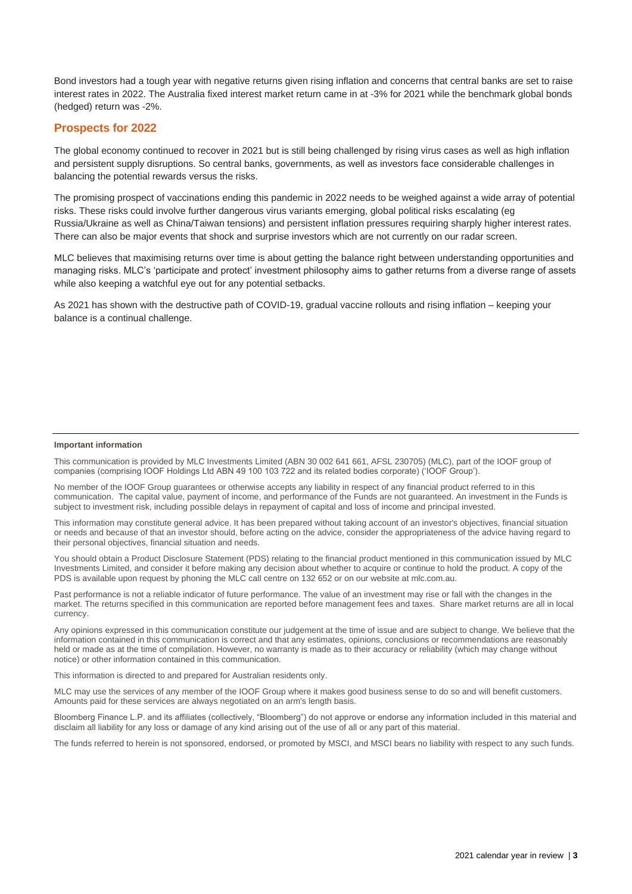Bond investors had a tough year with negative returns given rising inflation and concerns that central banks are set to raise interest rates in 2022. The Australia fixed interest market return came in at -3% for 2021 while the benchmark global bonds (hedged) return was -2%.

## Prospects for 2022

The global economy continued to recover in 2021 but is still being challenged by rising virus cases as well as high inflation and persistent supply disruptions. So central banks, governments, as well as investors face considerable challenges in balancing the potential rewards versus the risks.

The promising prospect of vaccinations ending this pandemic in 2022 needs to be weighed against a wide array of potential risks. These risks could involve further dangerous virus variants emerging, global political risks escalating (eg Russia/Ukraine as well as China/Taiwan tensions) and persistent inflation pressures requiring sharply higher interest rates. There can also be major events that shock and surprise investors which are not currently on our radar screen.

MLC believes that maximising returns over time is about getting the balance right between understanding opportunities and managing risks. MLC's 'participate and protect' investment philosophy aims to gather returns from a diverse range of assets while also keeping a watchful eye out for any potential setbacks.

As 2021 has shown with the destructive path of COVID-19, gradual vaccine rollouts and rising inflation – keeping your balance is a continual challenge.

---

**Important information**

This communication is provided by MLC Investments Limited (ABN 30 002 641 661, AFSL 230705) (MLC), part of the IOOF group of companies (comprising IOOF Holdings Ltd ABN 49 100 103 722 and its related bodies corporate) ('IOOF Group').

No member of the IOOF Group guarantees or otherwise accepts any liability in respect of any financial product referred to in this communication. The capital value, payment of income, and performance of the Funds are not guaranteed. An investment in the Funds is subject to investment risk, including possible delays in repayment of capital and loss of income and principal invested.

This information may constitute general advice. It has been prepared without taking account of an investor's objectives, financial situation or needs and because of that an investor should, before acting on the advice, consider the appropriateness of the advice having regard to their personal objectives, financial situation and needs.

You should obtain a Product Disclosure Statement (PDS) relating to the financial product mentioned in this communication issued by MLC Investments Limited, and consider it before making any decision about whether to acquire or continue to hold the product. A copy of the PDS is available upon request by phoning the MLC call centre on 132 652 or on our website at mlc.com.au.

Past performance is not a reliable indicator of future performance. The value of an investment may rise or fall with the changes in the market. The returns specified in this communication are reported before management fees and taxes. Share market returns are all in local currency.

Any opinions expressed in this communication constitute our judgement at the time of issue and are subject to change. We believe that the information contained in this communication is correct and that any estimates, opinions, conclusions or recommendations are reasonably held or made as at the time of compilation. However, no warranty is made as to their accuracy or reliability (which may change without notice) or other information contained in this communication.

This information is directed to and prepared for Australian residents only.

MLC may use the services of any member of the IOOF Group where it makes good business sense to do so and will benefit customers. Amounts paid for these services are always negotiated on an arm's length basis.

Bloomberg Finance L.P. and its affiliates (collectively, "Bloomberg") do not approve or endorse any information included in this material and disclaim all liability for any loss or damage of any kind arising out of the use of all or any part of this material.

The funds referred to herein is not sponsored, endorsed, or promoted by MSCI, and MSCI bears no liability with respect to any such funds.